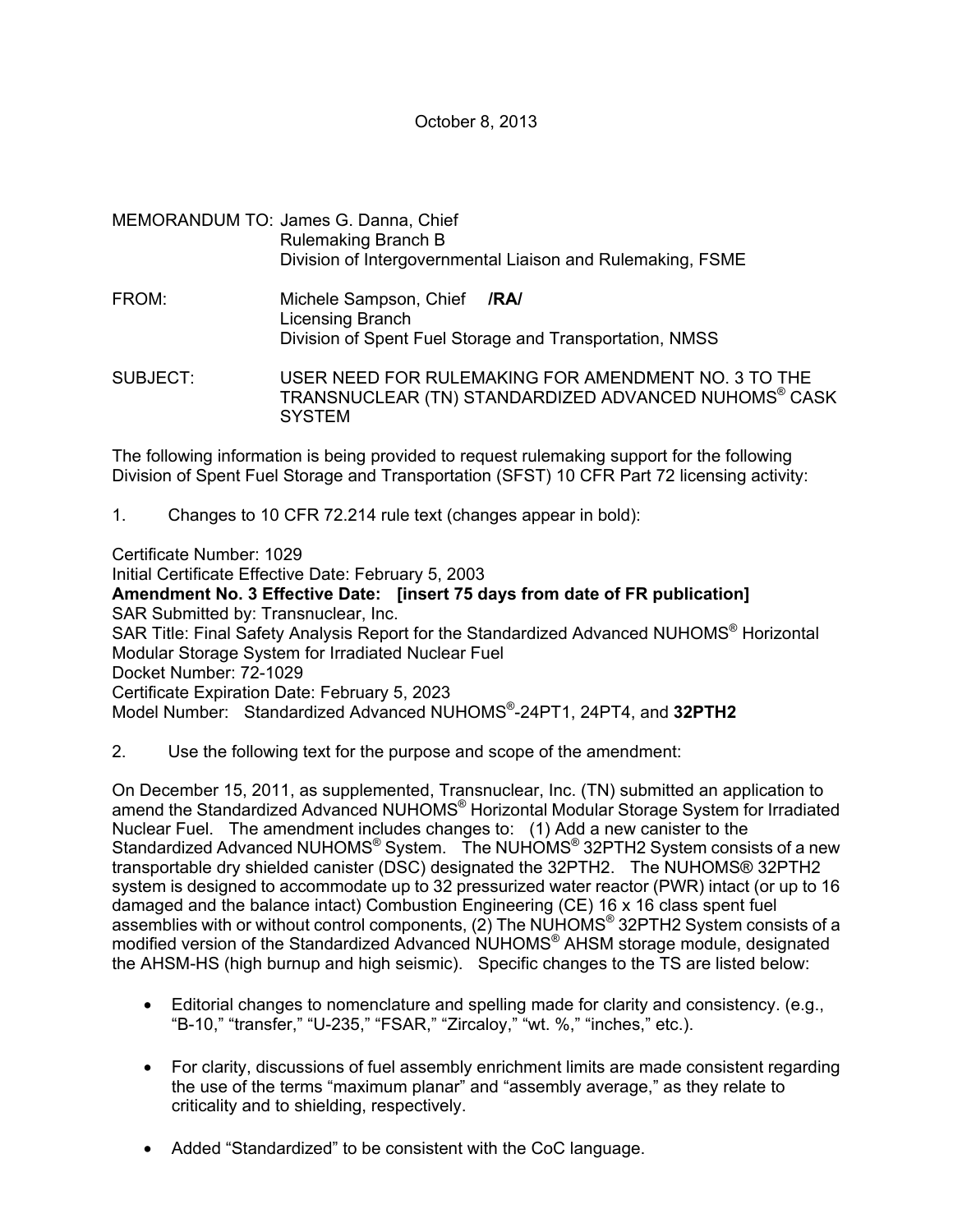October 8, 2013

MEMORANDUM TO: James G. Danna, Chief
Rulemaking Branch B
Division of Intergovernmental Liaison and Rulemaking, FSME

FROM: Michele Sampson, Chief **/RA/**
Licensing Branch
Division of Spent Fuel Storage and Transportation, NMSS

SUBJECT: USER NEED FOR RULEMAKING FOR AMENDMENT NO. 3 TO THE TRANSNUCLEAR (TN) STANDARDIZED ADVANCED NUHOMS® CASK SYSTEM

The following information is being provided to request rulemaking support for the following Division of Spent Fuel Storage and Transportation (SFST) 10 CFR Part 72 licensing activity:

1. Changes to 10 CFR 72.214 rule text (changes appear in bold):

Certificate Number: 1029
Initial Certificate Effective Date: February 5, 2003
**Amendment No. 3 Effective Date: [insert 75 days from date of FR publication]**
SAR Submitted by: Transnuclear, Inc.
SAR Title: Final Safety Analysis Report for the Standardized Advanced NUHOMS® Horizontal Modular Storage System for Irradiated Nuclear Fuel
Docket Number: 72-1029
Certificate Expiration Date: February 5, 2023
Model Number: Standardized Advanced NUHOMS®-24PT1, 24PT4, and **32PTH2**

2. Use the following text for the purpose and scope of the amendment:

On December 15, 2011, as supplemented, Transnuclear, Inc. (TN) submitted an application to amend the Standardized Advanced NUHOMS® Horizontal Modular Storage System for Irradiated Nuclear Fuel. The amendment includes changes to: (1) Add a new canister to the Standardized Advanced NUHOMS® System. The NUHOMS® 32PTH2 System consists of a new transportable dry shielded canister (DSC) designated the 32PTH2. The NUHOMS® 32PTH2 system is designed to accommodate up to 32 pressurized water reactor (PWR) intact (or up to 16 damaged and the balance intact) Combustion Engineering (CE) 16 x 16 class spent fuel assemblies with or without control components, (2) The NUHOMS® 32PTH2 System consists of a modified version of the Standardized Advanced NUHOMS® AHSM storage module, designated the AHSM-HS (high burnup and high seismic). Specific changes to the TS are listed below:

- Editorial changes to nomenclature and spelling made for clarity and consistency. (e.g., "B-10," "transfer," "U-235," "FSAR," "Zircaloy," "wt. %," "inches," etc.).
- For clarity, discussions of fuel assembly enrichment limits are made consistent regarding the use of the terms "maximum planar" and "assembly average," as they relate to criticality and to shielding, respectively.
- Added "Standardized" to be consistent with the CoC language.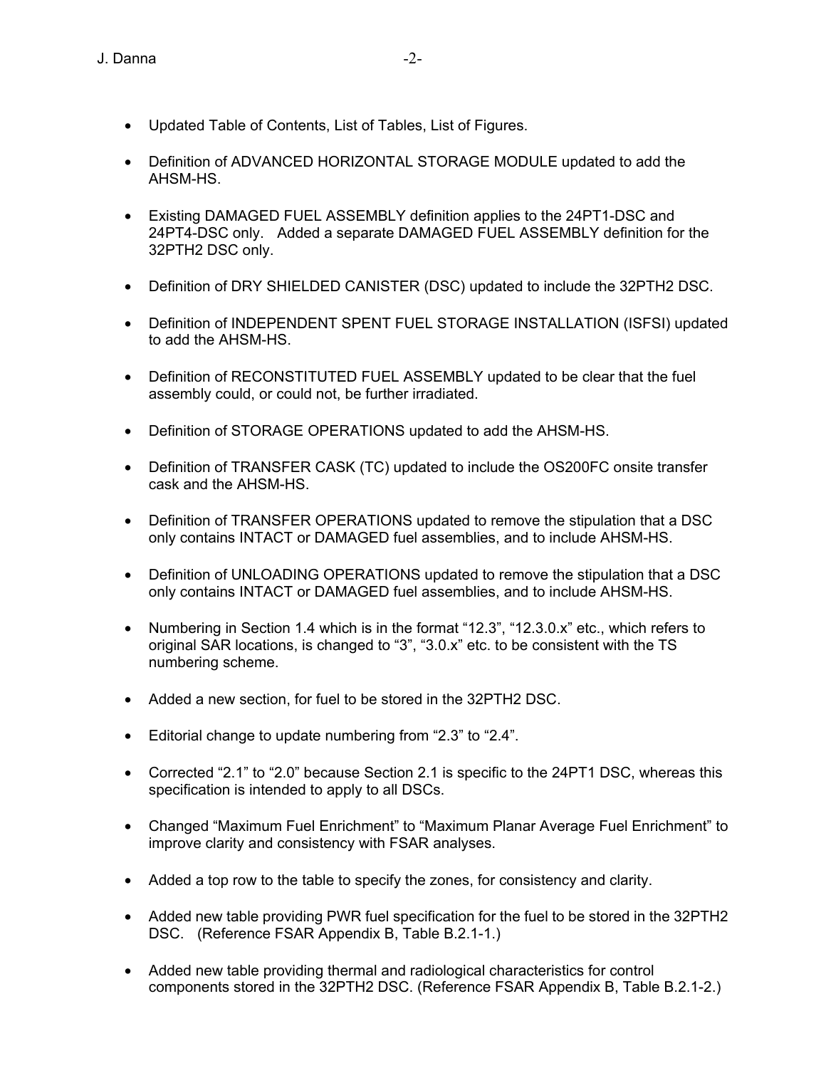- Updated Table of Contents, List of Tables, List of Figures.

- Definition of ADVANCED HORIZONTAL STORAGE MODULE updated to add the AHSM-HS.

- Existing DAMAGED FUEL ASSEMBLY definition applies to the 24PT1-DSC and 24PT4-DSC only. Added a separate DAMAGED FUEL ASSEMBLY definition for the 32PTH2 DSC only.

- Definition of DRY SHIELDED CANISTER (DSC) updated to include the 32PTH2 DSC.

- Definition of INDEPENDENT SPENT FUEL STORAGE INSTALLATION (ISFSI) updated to add the AHSM-HS.

- Definition of RECONSTITUTED FUEL ASSEMBLY updated to be clear that the fuel assembly could, or could not, be further irradiated.

- Definition of STORAGE OPERATIONS updated to add the AHSM-HS.

- Definition of TRANSFER CASK (TC) updated to include the OS200FC onsite transfer cask and the AHSM-HS.

- Definition of TRANSFER OPERATIONS updated to remove the stipulation that a DSC only contains INTACT or DAMAGED fuel assemblies, and to include AHSM-HS.

- Definition of UNLOADING OPERATIONS updated to remove the stipulation that a DSC only contains INTACT or DAMAGED fuel assemblies, and to include AHSM-HS.

- Numbering in Section 1.4 which is in the format "12.3", "12.3.0.x" etc., which refers to original SAR locations, is changed to "3", "3.0.x" etc. to be consistent with the TS numbering scheme.

- Added a new section, for fuel to be stored in the 32PTH2 DSC.

- Editorial change to update numbering from "2.3" to "2.4".

- Corrected "2.1" to "2.0" because Section 2.1 is specific to the 24PT1 DSC, whereas this specification is intended to apply to all DSCs.

- Changed "Maximum Fuel Enrichment" to "Maximum Planar Average Fuel Enrichment" to improve clarity and consistency with FSAR analyses.

- Added a top row to the table to specify the zones, for consistency and clarity.

- Added new table providing PWR fuel specification for the fuel to be stored in the 32PTH2 DSC. (Reference FSAR Appendix B, Table B.2.1-1.)

- Added new table providing thermal and radiological characteristics for control components stored in the 32PTH2 DSC. (Reference FSAR Appendix B, Table B.2.1-2.)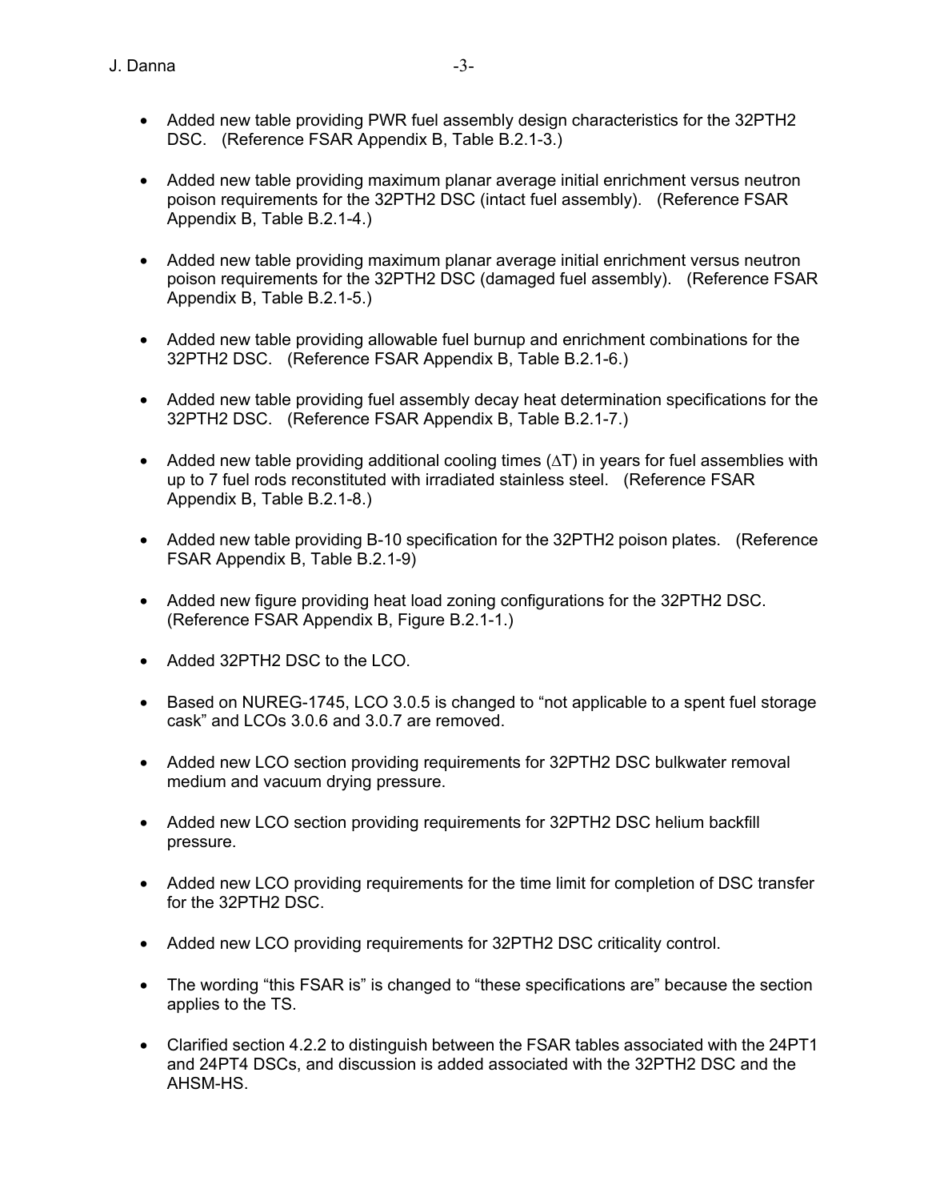- Added new table providing PWR fuel assembly design characteristics for the 32PTH2 DSC. (Reference FSAR Appendix B, Table B.2.1-3.)

- Added new table providing maximum planar average initial enrichment versus neutron poison requirements for the 32PTH2 DSC (intact fuel assembly). (Reference FSAR Appendix B, Table B.2.1-4.)

- Added new table providing maximum planar average initial enrichment versus neutron poison requirements for the 32PTH2 DSC (damaged fuel assembly). (Reference FSAR Appendix B, Table B.2.1-5.)

- Added new table providing allowable fuel burnup and enrichment combinations for the 32PTH2 DSC. (Reference FSAR Appendix B, Table B.2.1-6.)

- Added new table providing fuel assembly decay heat determination specifications for the 32PTH2 DSC. (Reference FSAR Appendix B, Table B.2.1-7.)

- Added new table providing additional cooling times ($\Delta$T) in years for fuel assemblies with up to 7 fuel rods reconstituted with irradiated stainless steel. (Reference FSAR Appendix B, Table B.2.1-8.)

- Added new table providing B-10 specification for the 32PTH2 poison plates. (Reference FSAR Appendix B, Table B.2.1-9)

- Added new figure providing heat load zoning configurations for the 32PTH2 DSC. (Reference FSAR Appendix B, Figure B.2.1-1.)

- Added 32PTH2 DSC to the LCO.

- Based on NUREG-1745, LCO 3.0.5 is changed to "not applicable to a spent fuel storage cask" and LCOs 3.0.6 and 3.0.7 are removed.

- Added new LCO section providing requirements for 32PTH2 DSC bulkwater removal medium and vacuum drying pressure.

- Added new LCO section providing requirements for 32PTH2 DSC helium backfill pressure.

- Added new LCO providing requirements for the time limit for completion of DSC transfer for the 32PTH2 DSC.

- Added new LCO providing requirements for 32PTH2 DSC criticality control.

- The wording "this FSAR is" is changed to "these specifications are" because the section applies to the TS.

- Clarified section 4.2.2 to distinguish between the FSAR tables associated with the 24PT1 and 24PT4 DSCs, and discussion is added associated with the 32PTH2 DSC and the AHSM-HS.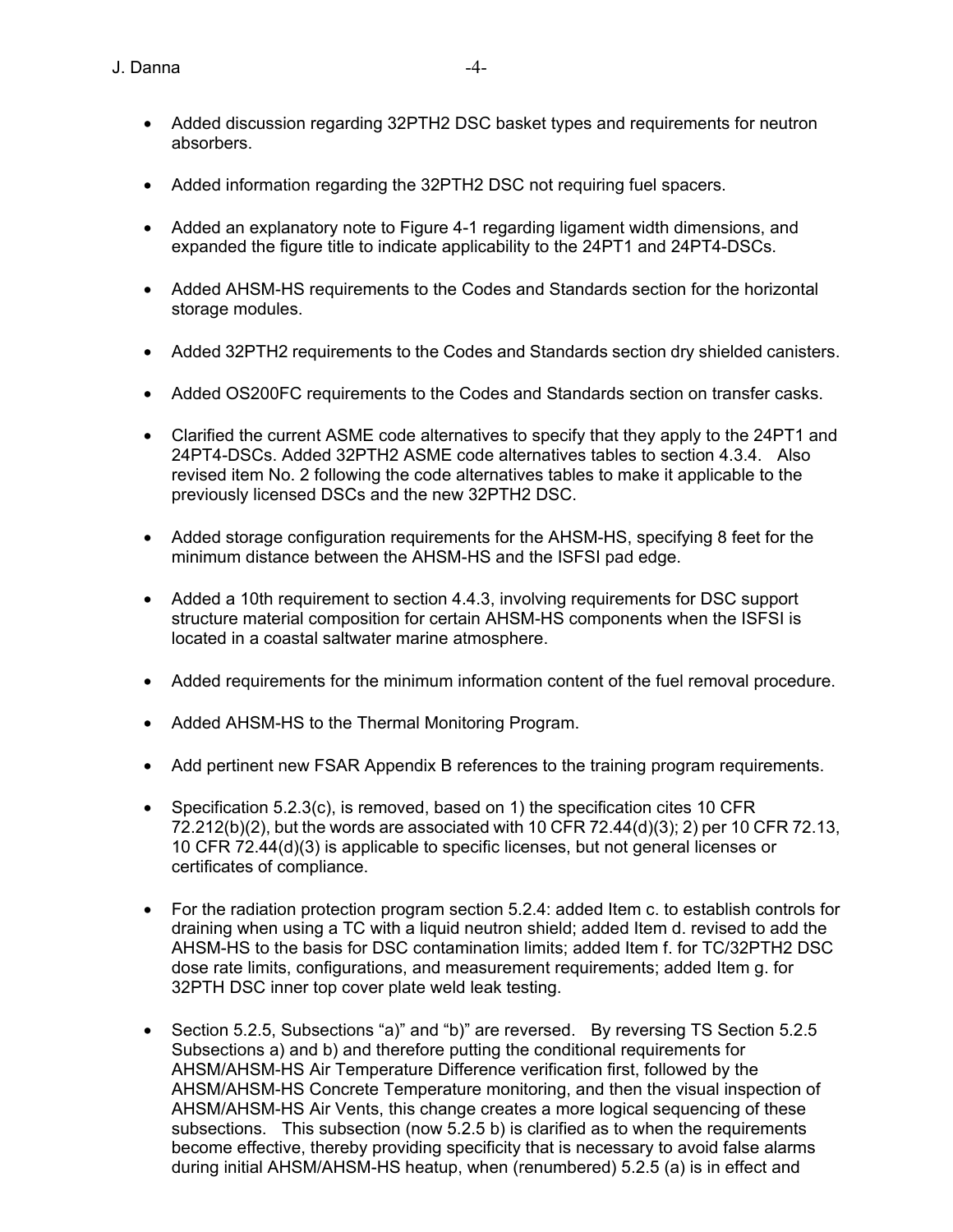- Added discussion regarding 32PTH2 DSC basket types and requirements for neutron absorbers.

- Added information regarding the 32PTH2 DSC not requiring fuel spacers.

- Added an explanatory note to Figure 4-1 regarding ligament width dimensions, and expanded the figure title to indicate applicability to the 24PT1 and 24PT4-DSCs.

- Added AHSM-HS requirements to the Codes and Standards section for the horizontal storage modules.

- Added 32PTH2 requirements to the Codes and Standards section dry shielded canisters.

- Added OS200FC requirements to the Codes and Standards section on transfer casks.

- Clarified the current ASME code alternatives to specify that they apply to the 24PT1 and 24PT4-DSCs. Added 32PTH2 ASME code alternatives tables to section 4.3.4. Also revised item No. 2 following the code alternatives tables to make it applicable to the previously licensed DSCs and the new 32PTH2 DSC.

- Added storage configuration requirements for the AHSM-HS, specifying 8 feet for the minimum distance between the AHSM-HS and the ISFSI pad edge.

- Added a 10th requirement to section 4.4.3, involving requirements for DSC support structure material composition for certain AHSM-HS components when the ISFSI is located in a coastal saltwater marine atmosphere.

- Added requirements for the minimum information content of the fuel removal procedure.

- Added AHSM-HS to the Thermal Monitoring Program.

- Add pertinent new FSAR Appendix B references to the training program requirements.

- Specification 5.2.3(c), is removed, based on 1) the specification cites 10 CFR 72.212(b)(2), but the words are associated with 10 CFR 72.44(d)(3); 2) per 10 CFR 72.13, 10 CFR 72.44(d)(3) is applicable to specific licenses, but not general licenses or certificates of compliance.

- For the radiation protection program section 5.2.4: added Item c. to establish controls for draining when using a TC with a liquid neutron shield; added Item d. revised to add the AHSM-HS to the basis for DSC contamination limits; added Item f. for TC/32PTH2 DSC dose rate limits, configurations, and measurement requirements; added Item g. for 32PTH DSC inner top cover plate weld leak testing.

- Section 5.2.5, Subsections "a)" and "b)" are reversed. By reversing TS Section 5.2.5 Subsections a) and b) and therefore putting the conditional requirements for AHSM/AHSM-HS Air Temperature Difference verification first, followed by the AHSM/AHSM-HS Concrete Temperature monitoring, and then the visual inspection of AHSM/AHSM-HS Air Vents, this change creates a more logical sequencing of these subsections. This subsection (now 5.2.5 b) is clarified as to when the requirements become effective, thereby providing specificity that is necessary to avoid false alarms during initial AHSM/AHSM-HS heatup, when (renumbered) 5.2.5 (a) is in effect and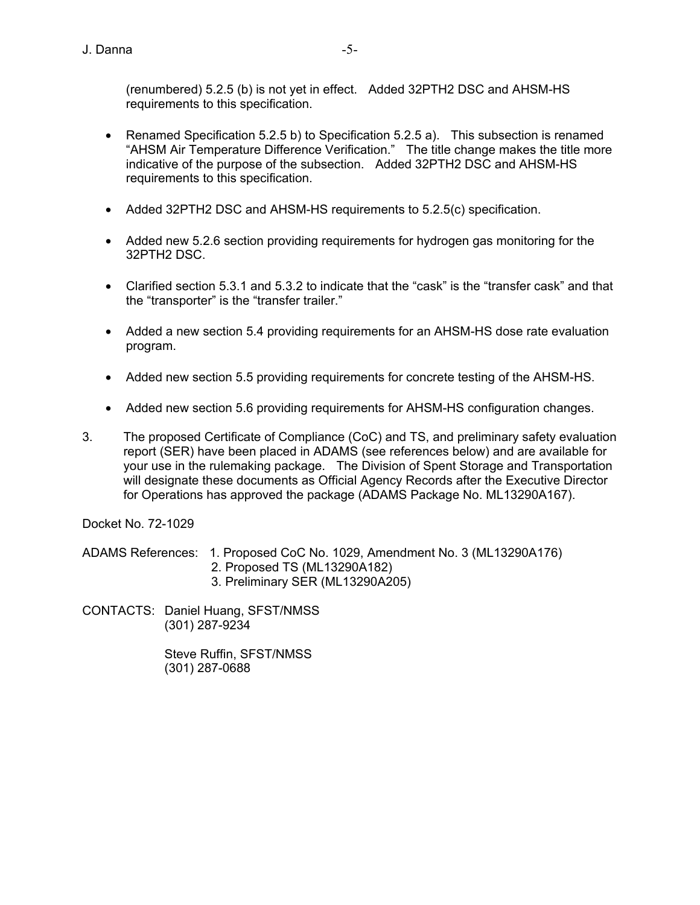(renumbered) 5.2.5 (b) is not yet in effect. Added 32PTH2 DSC and AHSM-HS requirements to this specification.

- Renamed Specification 5.2.5 b) to Specification 5.2.5 a). This subsection is renamed "AHSM Air Temperature Difference Verification." The title change makes the title more indicative of the purpose of the subsection. Added 32PTH2 DSC and AHSM-HS requirements to this specification.

- Added 32PTH2 DSC and AHSM-HS requirements to 5.2.5(c) specification.

- Added new 5.2.6 section providing requirements for hydrogen gas monitoring for the 32PTH2 DSC.

- Clarified section 5.3.1 and 5.3.2 to indicate that the "cask" is the "transfer cask" and that the "transporter" is the "transfer trailer."

- Added a new section 5.4 providing requirements for an AHSM-HS dose rate evaluation program.

- Added new section 5.5 providing requirements for concrete testing of the AHSM-HS.

- Added new section 5.6 providing requirements for AHSM-HS configuration changes.

3. The proposed Certificate of Compliance (CoC) and TS, and preliminary safety evaluation report (SER) have been placed in ADAMS (see references below) and are available for your use in the rulemaking package. The Division of Spent Storage and Transportation will designate these documents as Official Agency Records after the Executive Director for Operations has approved the package (ADAMS Package No. ML13290A167).

Docket No. 72-1029

ADAMS References:
1. Proposed CoC No. 1029, Amendment No. 3 (ML13290A176)
2. Proposed TS (ML13290A182)
3. Preliminary SER (ML13290A205)

CONTACTS: Daniel Huang, SFST/NMSS
(301) 287-9234

Steve Ruffin, SFST/NMSS
(301) 287-0688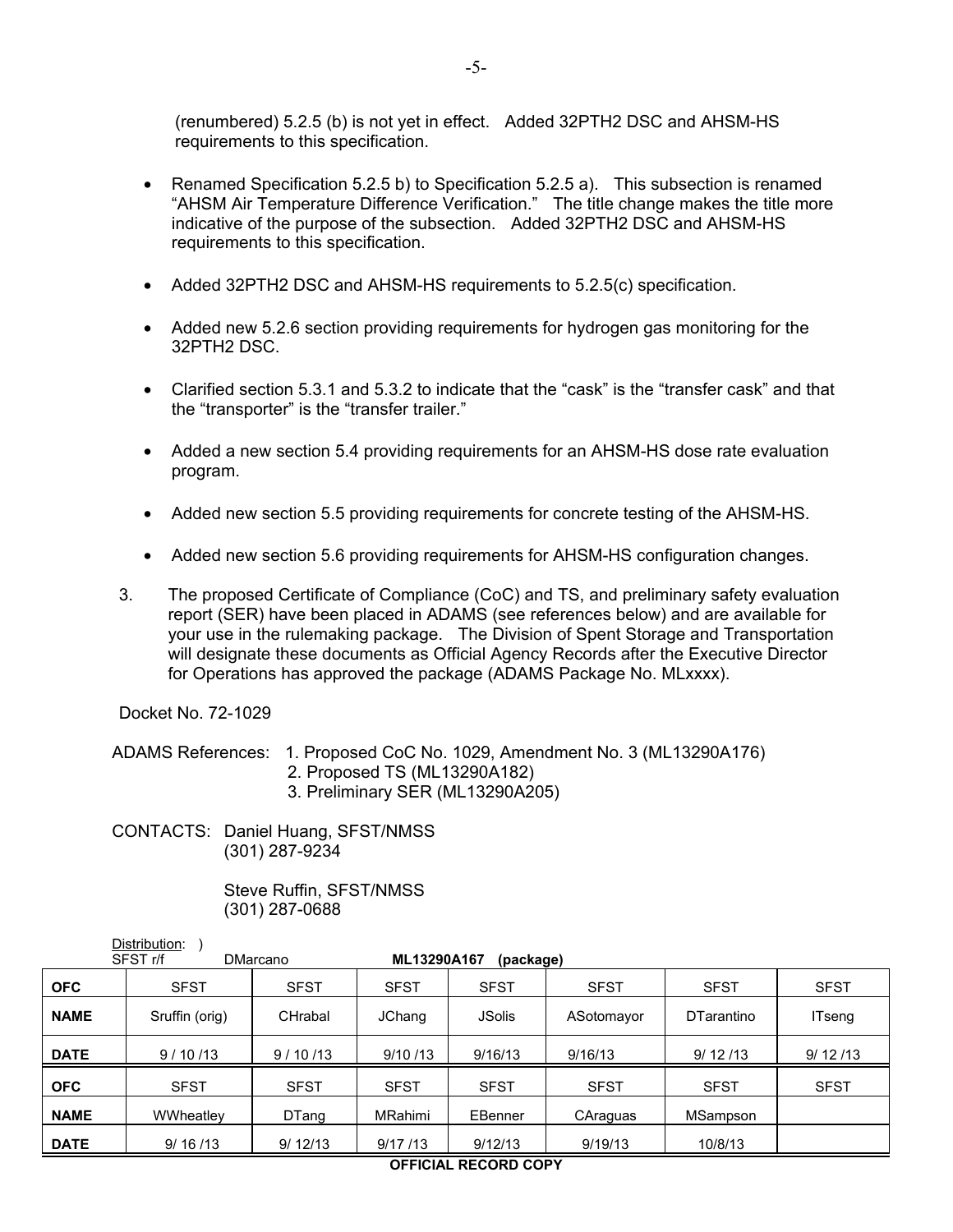(renumbered) 5.2.5 (b) is not yet in effect. Added 32PTH2 DSC and AHSM-HS requirements to this specification.

- Renamed Specification 5.2.5 b) to Specification 5.2.5 a). This subsection is renamed "AHSM Air Temperature Difference Verification." The title change makes the title more indicative of the purpose of the subsection. Added 32PTH2 DSC and AHSM-HS requirements to this specification.

- Added 32PTH2 DSC and AHSM-HS requirements to 5.2.5(c) specification.

- Added new 5.2.6 section providing requirements for hydrogen gas monitoring for the 32PTH2 DSC.

- Clarified section 5.3.1 and 5.3.2 to indicate that the "cask" is the "transfer cask" and that the "transporter" is the "transfer trailer."

- Added a new section 5.4 providing requirements for an AHSM-HS dose rate evaluation program.

- Added new section 5.5 providing requirements for concrete testing of the AHSM-HS.

- Added new section 5.6 providing requirements for AHSM-HS configuration changes.

3. The proposed Certificate of Compliance (CoC) and TS, and preliminary safety evaluation report (SER) have been placed in ADAMS (see references below) and are available for your use in the rulemaking package. The Division of Spent Storage and Transportation will designate these documents as Official Agency Records after the Executive Director for Operations has approved the package (ADAMS Package No. MLxxxx).

Docket No. 72-1029

ADAMS References: 1. Proposed CoC No. 1029, Amendment No. 3 (ML13290A176)
2. Proposed TS (ML13290A182)
3. Preliminary SER (ML13290A205)

CONTACTS: Daniel Huang, SFST/NMSS
(301) 287-9234

Steve Ruffin, SFST/NMSS
(301) 287-0688

Distribution: )
SFST r/f DMarcano **ML13290A167 (package)**

| | | | | | | | |
|---|---|---|---|---|---|---|---|
| **OFC** | SFST | SFST | SFST | SFST | SFST | SFST | SFST |
| **NAME** | Sruffin (orig) | CHrabal | JChang | JSolis | ASotomayor | DTarantino | ITseng |
| **DATE** | 9 / 10 /13 | 9 / 10 /13 | 9/10 /13 | 9/16/13 | 9/16/13 | 9/ 12 /13 | 9/ 12 /13 |
| **OFC** | SFST | SFST | SFST | SFST | SFST | SFST | SFST |
| **NAME** | WWheatley | DTang | MRahimi | EBenner | CAraguas | MSampson | |
| **DATE** | 9/ 16 /13 | 9/ 12/13 | 9/17 /13 | 9/12/13 | 9/19/13 | 10/8/13 | |

**OFFICIAL RECORD COPY**